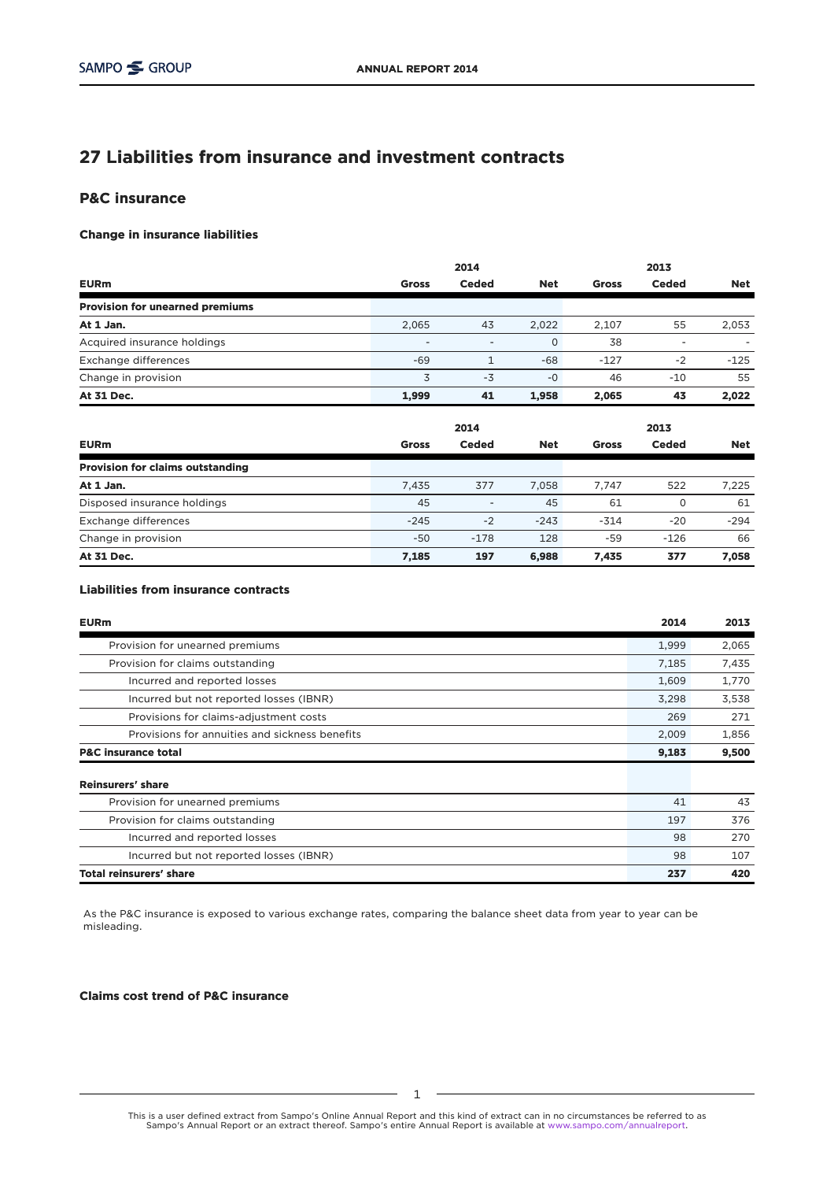# 27 Liabilities from insurance and investment contracts

## P&C insurance

### Change in insurance liabilities

| | 2014 | | | 2013 | | |
|---|---|---|---|---|---|---|
| **EURm** | **Gross** | **Ceded** | **Net** | **Gross** | **Ceded** | **Net** |
| **Provision for unearned premiums** | | | | | | |
| **At 1 Jan.** | 2,065 | 43 | 2,022 | 2,107 | 55 | 2,053 |
| Acquired insurance holdings | - | - | 0 | 38 | - | - |
| Exchange differences | -69 | 1 | -68 | -127 | -2 | -125 |
| Change in provision | 3 | -3 | -0 | 46 | -10 | 55 |
| **At 31 Dec.** | **1,999** | **41** | **1,958** | **2,065** | **43** | **2,022** |

| | 2014 | | | 2013 | | |
|---|---|---|---|---|---|---|
| **EURm** | **Gross** | **Ceded** | **Net** | **Gross** | **Ceded** | **Net** |
| **Provision for claims outstanding** | | | | | | |
| **At 1 Jan.** | 7,435 | 377 | 7,058 | 7,747 | 522 | 7,225 |
| Disposed insurance holdings | 45 | - | 45 | 61 | 0 | 61 |
| Exchange differences | -245 | -2 | -243 | -314 | -20 | -294 |
| Change in provision | -50 | -178 | 128 | -59 | -126 | 66 |
| **At 31 Dec.** | **7,185** | **197** | **6,988** | **7,435** | **377** | **7,058** |

### Liabilities from insurance contracts

| **EURm** | **2014** | **2013** |
|---|---|---|
| Provision for unearned premiums | 1,999 | 2,065 |
| Provision for claims outstanding | 7,185 | 7,435 |
| Incurred and reported losses | 1,609 | 1,770 |
| Incurred but not reported losses (IBNR) | 3,298 | 3,538 |
| Provisions for claims-adjustment costs | 269 | 271 |
| Provisions for annuities and sickness benefits | 2,009 | 1,856 |
| **P&C insurance total** | **9,183** | **9,500** |
| **Reinsurers' share** | | |
| Provision for unearned premiums | 41 | 43 |
| Provision for claims outstanding | 197 | 376 |
| Incurred and reported losses | 98 | 270 |
| Incurred but not reported losses (IBNR) | 98 | 107 |
| **Total reinsurers' share** | **237** | **420** |

As the P&C insurance is exposed to various exchange rates, comparing the balance sheet data from year to year can be misleading.

### Claims cost trend of P&C insurance

This is a user defined extract from Sampo's Online Annual Report and this kind of extract can in no circumstances be referred to as Sampo's Annual Report or an extract thereof. Sampo's entire Annual Report is available at www.sampo.com/annualreport.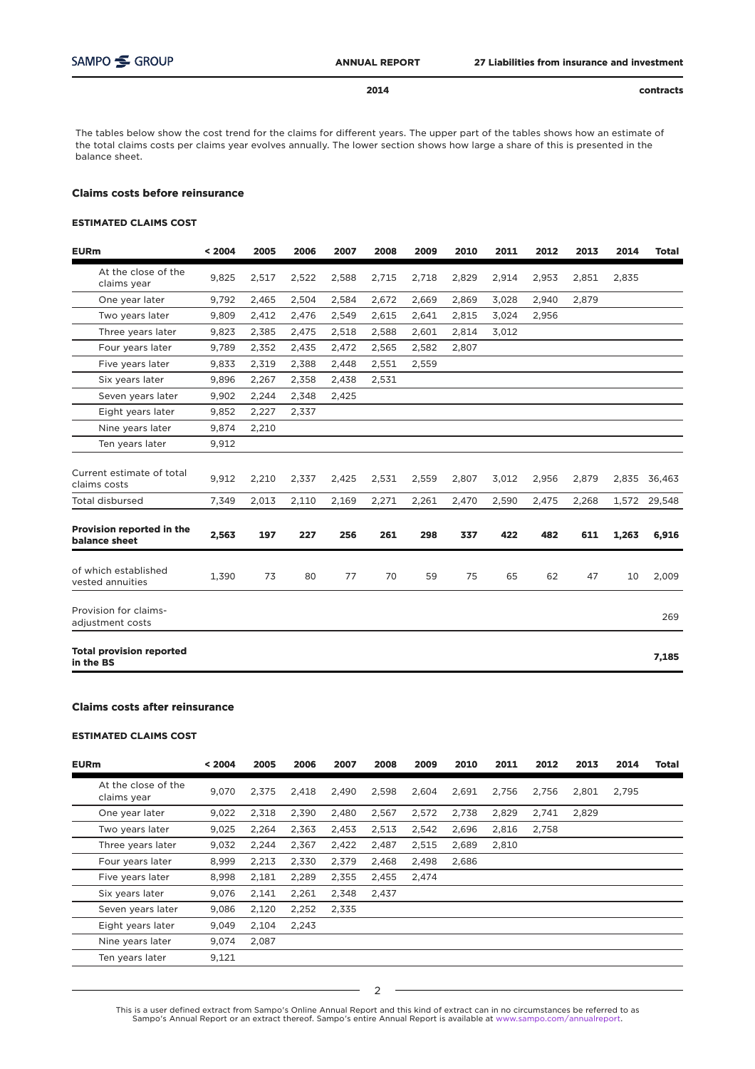The tables below show the cost trend for the claims for different years. The upper part of the tables shows how an estimate of the total claims costs per claims year evolves annually. The lower section shows how large a share of this is presented in the balance sheet.

### Claims costs before reinsurance

#### ESTIMATED CLAIMS COST

| EURm | < 2004 | 2005 | 2006 | 2007 | 2008 | 2009 | 2010 | 2011 | 2012 | 2013 | 2014 | Total |
|---|---|---|---|---|---|---|---|---|---|---|---|---|
| At the close of the claims year | 9,825 | 2,517 | 2,522 | 2,588 | 2,715 | 2,718 | 2,829 | 2,914 | 2,953 | 2,851 | 2,835 | |
| One year later | 9,792 | 2,465 | 2,504 | 2,584 | 2,672 | 2,669 | 2,869 | 3,028 | 2,940 | 2,879 | | |
| Two years later | 9,809 | 2,412 | 2,476 | 2,549 | 2,615 | 2,641 | 2,815 | 3,024 | 2,956 | | | |
| Three years later | 9,823 | 2,385 | 2,475 | 2,518 | 2,588 | 2,601 | 2,814 | 3,012 | | | | |
| Four years later | 9,789 | 2,352 | 2,435 | 2,472 | 2,565 | 2,582 | 2,807 | | | | | |
| Five years later | 9,833 | 2,319 | 2,388 | 2,448 | 2,551 | 2,559 | | | | | | |
| Six years later | 9,896 | 2,267 | 2,358 | 2,438 | 2,531 | | | | | | | |
| Seven years later | 9,902 | 2,244 | 2,348 | 2,425 | | | | | | | | |
| Eight years later | 9,852 | 2,227 | 2,337 | | | | | | | | | |
| Nine years later | 9,874 | 2,210 | | | | | | | | | | |
| Ten years later | 9,912 | | | | | | | | | | | |
| Current estimate of total claims costs | 9,912 | 2,210 | 2,337 | 2,425 | 2,531 | 2,559 | 2,807 | 3,012 | 2,956 | 2,879 | 2,835 | 36,463 |
| Total disbursed | 7,349 | 2,013 | 2,110 | 2,169 | 2,271 | 2,261 | 2,470 | 2,590 | 2,475 | 2,268 | 1,572 | 29,548 |
| **Provision reported in the balance sheet** | **2,563** | **197** | **227** | **256** | **261** | **298** | **337** | **422** | **482** | **611** | **1,263** | **6,916** |
| of which established vested annuities | 1,390 | 73 | 80 | 77 | 70 | 59 | 75 | 65 | 62 | 47 | 10 | 2,009 |
| Provision for claims-adjustment costs | | | | | | | | | | | | 269 |
| **Total provision reported in the BS** | | | | | | | | | | | | **7,185** |

### Claims costs after reinsurance

#### ESTIMATED CLAIMS COST

| EURm | < 2004 | 2005 | 2006 | 2007 | 2008 | 2009 | 2010 | 2011 | 2012 | 2013 | 2014 | Total |
|---|---|---|---|---|---|---|---|---|---|---|---|---|
| At the close of the claims year | 9,070 | 2,375 | 2,418 | 2,490 | 2,598 | 2,604 | 2,691 | 2,756 | 2,756 | 2,801 | 2,795 | |
| One year later | 9,022 | 2,318 | 2,390 | 2,480 | 2,567 | 2,572 | 2,738 | 2,829 | 2,741 | 2,829 | | |
| Two years later | 9,025 | 2,264 | 2,363 | 2,453 | 2,513 | 2,542 | 2,696 | 2,816 | 2,758 | | | |
| Three years later | 9,032 | 2,244 | 2,367 | 2,422 | 2,487 | 2,515 | 2,689 | 2,810 | | | | |
| Four years later | 8,999 | 2,213 | 2,330 | 2,379 | 2,468 | 2,498 | 2,686 | | | | | |
| Five years later | 8,998 | 2,181 | 2,289 | 2,355 | 2,455 | 2,474 | | | | | | |
| Six years later | 9,076 | 2,141 | 2,261 | 2,348 | 2,437 | | | | | | | |
| Seven years later | 9,086 | 2,120 | 2,252 | 2,335 | | | | | | | | |
| Eight years later | 9,049 | 2,104 | 2,243 | | | | | | | | | |
| Nine years later | 9,074 | 2,087 | | | | | | | | | | |
| Ten years later | 9,121 | | | | | | | | | | | |

This is a user defined extract from Sampo's Online Annual Report and this kind of extract can in no circumstances be referred to as Sampo's Annual Report or an extract thereof. Sampo's entire Annual Report is available at www.sampo.com/annualreport.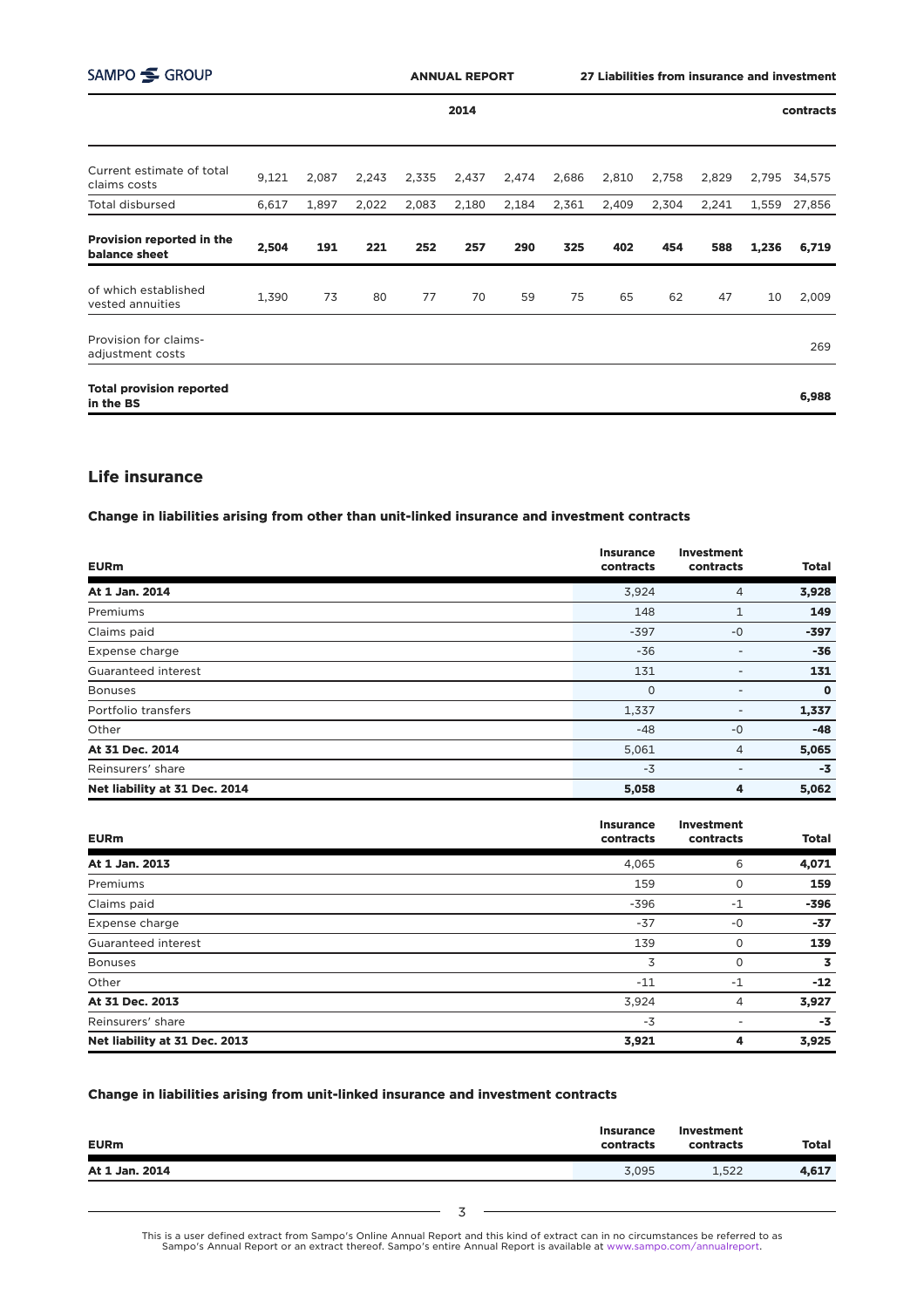| | | | | | | | | | | | | |
|---|---|---|---|---|---|---|---|---|---|---|---|---|
| Current estimate of total claims costs | 9,121 | 2,087 | 2,243 | 2,335 | 2,437 | 2,474 | 2,686 | 2,810 | 2,758 | 2,829 | 2,795 | 34,575 |
| Total disbursed | 6,617 | 1,897 | 2,022 | 2,083 | 2,180 | 2,184 | 2,361 | 2,409 | 2,304 | 2,241 | 1,559 | 27,856 |
| **Provision reported in the balance sheet** | **2,504** | **191** | **221** | **252** | **257** | **290** | **325** | **402** | **454** | **588** | **1,236** | **6,719** |
| of which established vested annuities | 1,390 | 73 | 80 | 77 | 70 | 59 | 75 | 65 | 62 | 47 | 10 | 2,009 |
| Provision for claims-adjustment costs | | | | | | | | | | | | 269 |
| **Total provision reported in the BS** | | | | | | | | | | | | **6,988** |

## Life insurance

### Change in liabilities arising from other than unit-linked insurance and investment contracts

| EURm | Insurance contracts | Investment contracts | Total |
|---|---|---|---|
| **At 1 Jan. 2014** | 3,924 | 4 | **3,928** |
| Premiums | 148 | 1 | **149** |
| Claims paid | -397 | -0 | **-397** |
| Expense charge | -36 | - | **-36** |
| Guaranteed interest | 131 | - | **131** |
| Bonuses | 0 | - | **0** |
| Portfolio transfers | 1,337 | - | **1,337** |
| Other | -48 | -0 | **-48** |
| **At 31 Dec. 2014** | 5,061 | 4 | **5,065** |
| Reinsurers' share | -3 | - | **-3** |
| **Net liability at 31 Dec. 2014** | **5,058** | **4** | **5,062** |

| EURm | Insurance contracts | Investment contracts | Total |
|---|---|---|---|
| **At 1 Jan. 2013** | 4,065 | 6 | **4,071** |
| Premiums | 159 | 0 | **159** |
| Claims paid | -396 | -1 | **-396** |
| Expense charge | -37 | -0 | **-37** |
| Guaranteed interest | 139 | 0 | **139** |
| Bonuses | 3 | 0 | **3** |
| Other | -11 | -1 | **-12** |
| **At 31 Dec. 2013** | 3,924 | 4 | **3,927** |
| Reinsurers' share | -3 | - | **-3** |
| **Net liability at 31 Dec. 2013** | **3,921** | **4** | **3,925** |

### Change in liabilities arising from unit-linked insurance and investment contracts

| EURm | Insurance contracts | Investment contracts | Total |
|---|---|---|---|
| **At 1 Jan. 2014** | 3,095 | 1,522 | **4,617** |

This is a user defined extract from Sampo's Online Annual Report and this kind of extract can in no circumstances be referred to as Sampo's Annual Report or an extract thereof. Sampo's entire Annual Report is available at www.sampo.com/annualreport.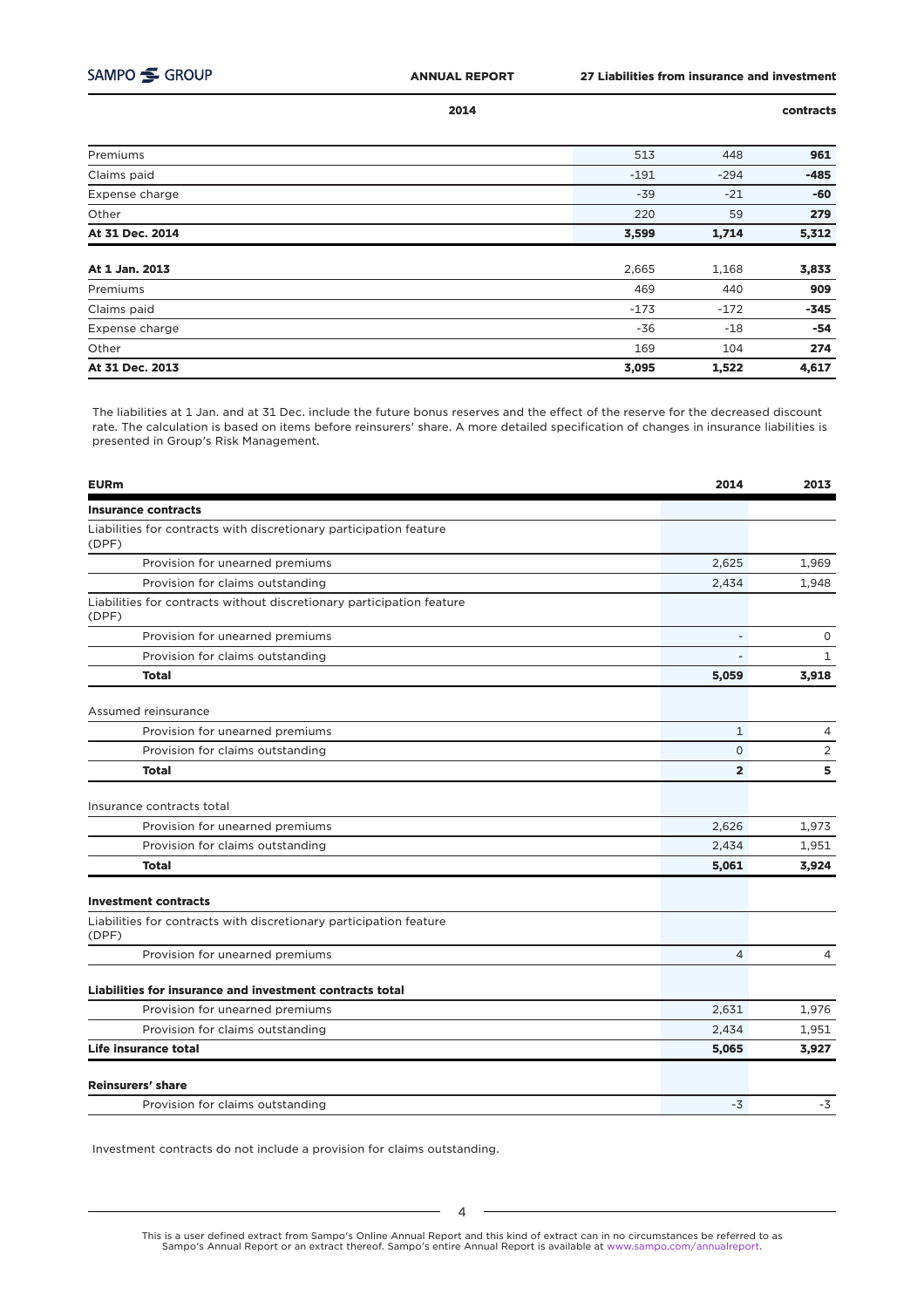|  |  |  |  |
|---|---|---|---|
| Premiums | 513 | 448 | **961** |
| Claims paid | -191 | -294 | **-485** |
| Expense charge | -39 | -21 | **-60** |
| Other | 220 | 59 | **279** |
| **At 31 Dec. 2014** | **3,599** | **1,714** | **5,312** |
|  |  |  |  |
| **At 1 Jan. 2013** | 2,665 | 1,168 | **3,833** |
| Premiums | 469 | 440 | **909** |
| Claims paid | -173 | -172 | **-345** |
| Expense charge | -36 | -18 | **-54** |
| Other | 169 | 104 | **274** |
| **At 31 Dec. 2013** | **3,095** | **1,522** | **4,617** |

The liabilities at 1 Jan. and at 31 Dec. include the future bonus reserves and the effect of the reserve for the decreased discount rate. The calculation is based on items before reinsurers' share. A more detailed specification of changes in insurance liabilities is presented in Group's Risk Management.

| EURm | 2014 | 2013 |
|---|---|---|
| **Insurance contracts** |  |  |
| Liabilities for contracts with discretionary participation feature (DPF) |  |  |
| Provision for unearned premiums | 2,625 | 1,969 |
| Provision for claims outstanding | 2,434 | 1,948 |
| Liabilities for contracts without discretionary participation feature (DPF) |  |  |
| Provision for unearned premiums | - | 0 |
| Provision for claims outstanding | - | 1 |
| **Total** | **5,059** | **3,918** |
|  |  |  |
| Assumed reinsurance |  |  |
| Provision for unearned premiums | 1 | 4 |
| Provision for claims outstanding | 0 | 2 |
| **Total** | **2** | **5** |
|  |  |  |
| Insurance contracts total |  |  |
| Provision for unearned premiums | 2,626 | 1,973 |
| Provision for claims outstanding | 2,434 | 1,951 |
| **Total** | **5,061** | **3,924** |
|  |  |  |
| **Investment contracts** |  |  |
| Liabilities for contracts with discretionary participation feature (DPF) |  |  |
| Provision for unearned premiums | 4 | 4 |
|  |  |  |
| **Liabilities for insurance and investment contracts total** |  |  |
| Provision for unearned premiums | 2,631 | 1,976 |
| Provision for claims outstanding | 2,434 | 1,951 |
| **Life insurance total** | **5,065** | **3,927** |
|  |  |  |
| **Reinsurers' share** |  |  |
| Provision for claims outstanding | -3 | -3 |

Investment contracts do not include a provision for claims outstanding.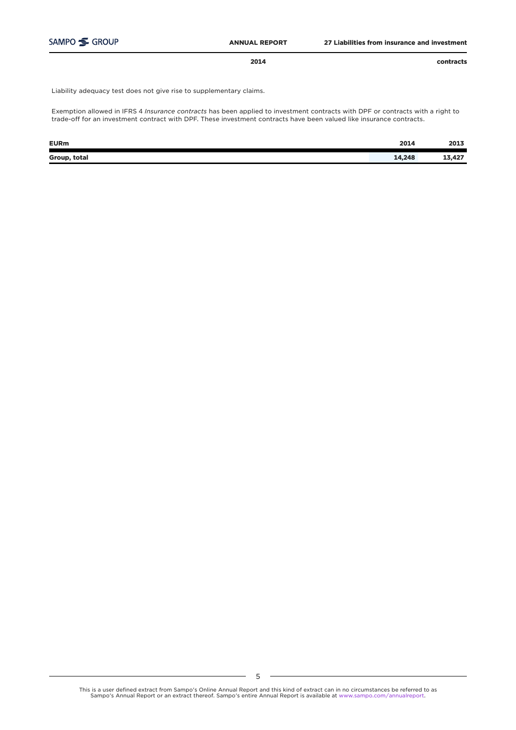Liability adequacy test does not give rise to supplementary claims.

Exemption allowed in IFRS 4 *Insurance contracts* has been applied to investment contracts with DPF or contracts with a right to trade-off for an investment contract with DPF. These investment contracts have been valued like insurance contracts.

| EURm | 2014 | 2013 |
|---|---|---|
| **Group, total** | **14,248** | **13,427** |